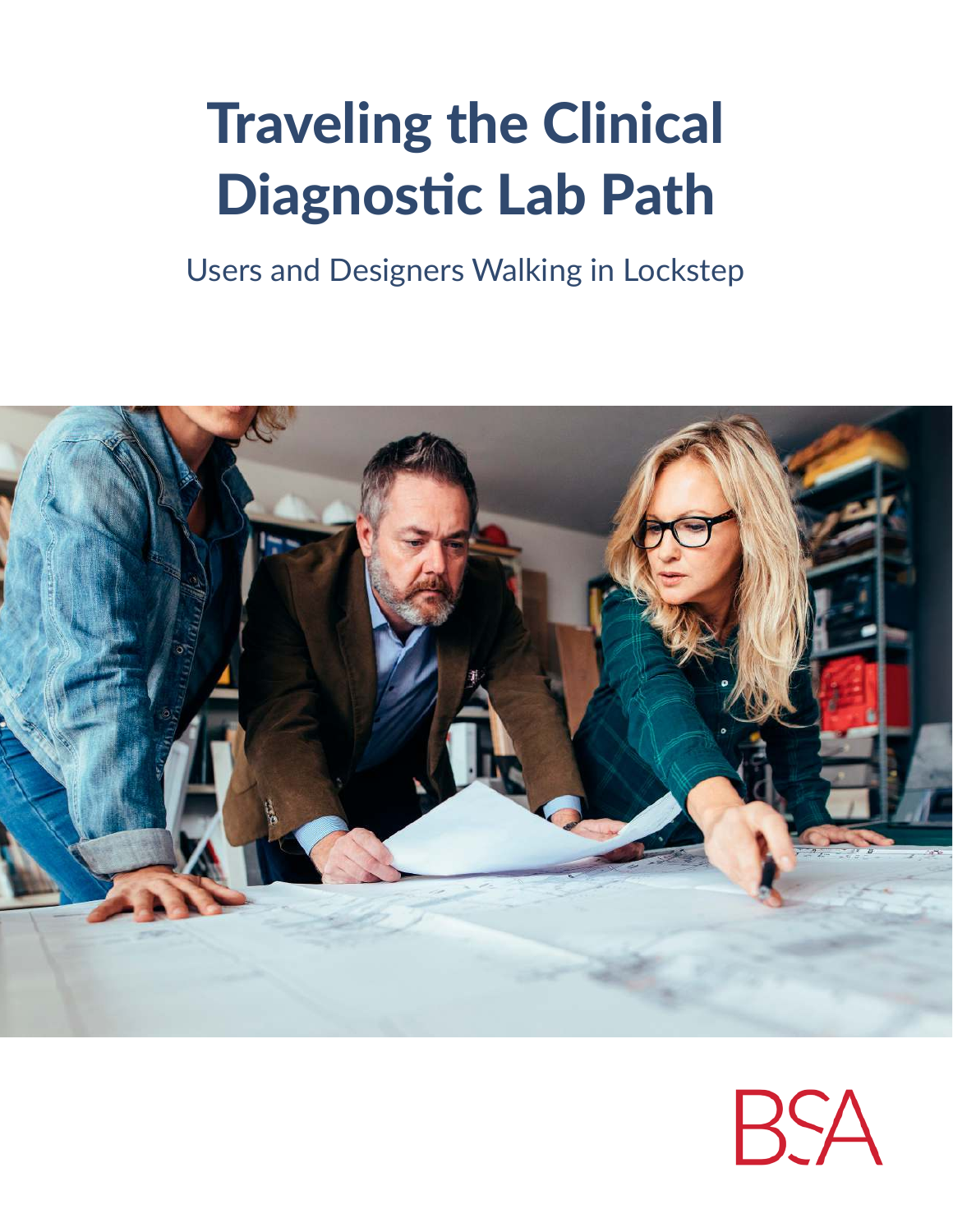# Traveling the Clinical Diagnostic Lab Path

Users and Designers Walking in Lockstep

BSA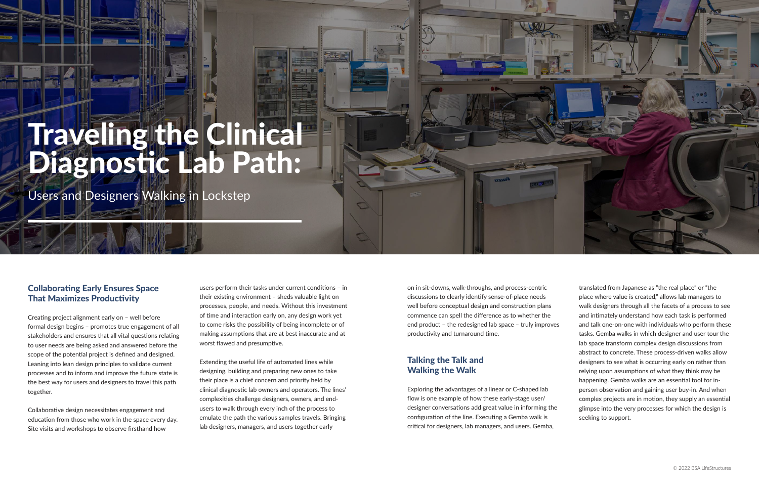# Traveling the Clinical Diagnostic Lab Path:

Users and Designers Walking in Lockstep

## Collaborating Early Ensures Space That Maximizes Productivity

Creating project alignment early on – well before formal design begins – promotes true engagement of all stakeholders and ensures that all vital questions relating to user needs are being asked and answered before the scope of the potential project is defined and designed. Leaning into lean design principles to validate current processes and to inform and improve the future state is the best way for users and designers to travel this path together.

Collaborative design necessitates engagement and education from those who work in the space every day. Site visits and workshops to observe firsthand how users perform their tasks under current conditions – in their existing environment – sheds valuable light on processes, people, and needs. Without this investment of time and interaction early on, any design work yet to come risks the possibility of being incomplete or of making assumptions that are at best inaccurate and at worst flawed and presumptive.

Extending the useful life of automated lines while designing, building and preparing new ones to take their place is a chief concern and priority held by clinical diagnostic lab owners and operators. The lines' complexities challenge designers, owners, and end-users to walk through every inch of the process to emulate the path the various samples travels. Bringing lab designers, managers, and users together early on in sit-downs, walk-throughs, and process-centric discussions to clearly identify sense-of-place needs well before conceptual design and construction plans commence can spell the difference as to whether the end product – the redesigned lab space – truly improves productivity and turnaround time.

## Talking the Talk and Walking the Walk

Exploring the advantages of a linear or C-shaped lab flow is one example of how these early-stage user/designer conversations add great value in informing the configuration of the line. Executing a Gemba walk is critical for designers, lab managers, and users. Gemba, translated from Japanese as "the real place" or "the place where value is created," allows lab managers to walk designers through all the facets of a process to see and intimately understand how each task is performed and talk one-on-one with individuals who perform these tasks. Gemba walks in which designer and user tour the lab space transform complex design discussions from abstract to concrete. These process-driven walks allow designers to see what is occurring early on rather than relying upon assumptions of what they think may be happening. Gemba walks are an essential tool for in-person observation and gaining user buy-in. And when complex projects are in motion, they supply an essential glimpse into the very processes for which the design is seeking to support.

© 2022 BSA LifeStructures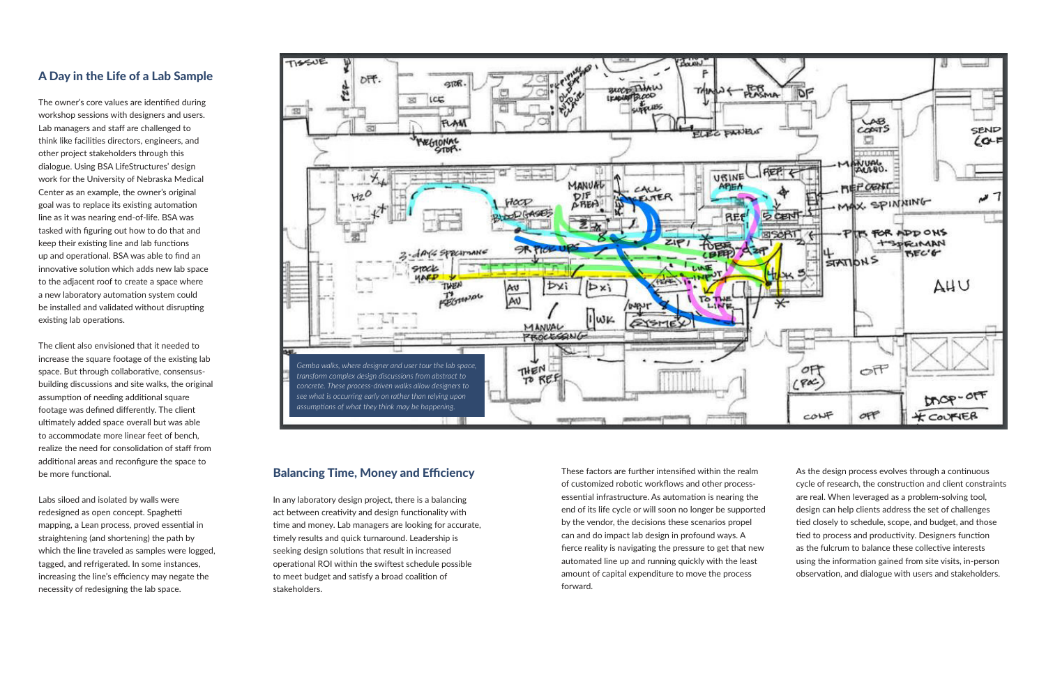## A Day in the Life of a Lab Sample

The owner's core values are identified during workshop sessions with designers and users. Lab managers and staff are challenged to think like facilities directors, engineers, and other project stakeholders through this dialogue. Using BSA LifeStructures' design work for the University of Nebraska Medical Center as an example, the owner's original goal was to replace its existing automation line as it was nearing end-of-life. BSA was tasked with figuring out how to do that and keep their existing line and lab functions up and operational. BSA was able to find an innovative solution which adds new lab space to the adjacent roof to create a space where a new laboratory automation system could be installed and validated without disrupting existing lab operations.

The client also envisioned that it needed to increase the square footage of the existing lab space. But through collaborative, consensus-building discussions and site walks, the original assumption of needing additional square footage was defined differently. The client ultimately added space overall but was able to accommodate more linear feet of bench, realize the need for consolidation of staff from additional areas and reconfigure the space to be more functional.

Labs siloed and isolated by walls were redesigned as open concept. Spaghetti mapping, a Lean process, proved essential in straightening (and shortening) the path by which the line traveled as samples were logged, tagged, and refrigerated. In some instances, increasing the line's efficiency may negate the necessity of redesigning the lab space.

*Gemba walks, where designer and user tour the lab space, transform complex design discussions from abstract to concrete. These process-driven walks allow designers to see what is occurring early on rather than relying upon assumptions of what they think may be happening.*

## Balancing Time, Money and Efficiency

In any laboratory design project, there is a balancing act between creativity and design functionality with time and money. Lab managers are looking for accurate, timely results and quick turnaround. Leadership is seeking design solutions that result in increased operational ROI within the swiftest schedule possible to meet budget and satisfy a broad coalition of stakeholders.

These factors are further intensified within the realm of customized robotic workflows and other process-essential infrastructure. As automation is nearing the end of its life cycle or will soon no longer be supported by the vendor, the decisions these scenarios propel can and do impact lab design in profound ways. A fierce reality is navigating the pressure to get that new automated line up and running quickly with the least amount of capital expenditure to move the process forward.

As the design process evolves through a continuous cycle of research, the construction and client constraints are real. When leveraged as a problem-solving tool, design can help clients address the set of challenges tied closely to schedule, scope, and budget, and those tied to process and productivity. Designers function as the fulcrum to balance these collective interests using the information gained from site visits, in-person observation, and dialogue with users and stakeholders.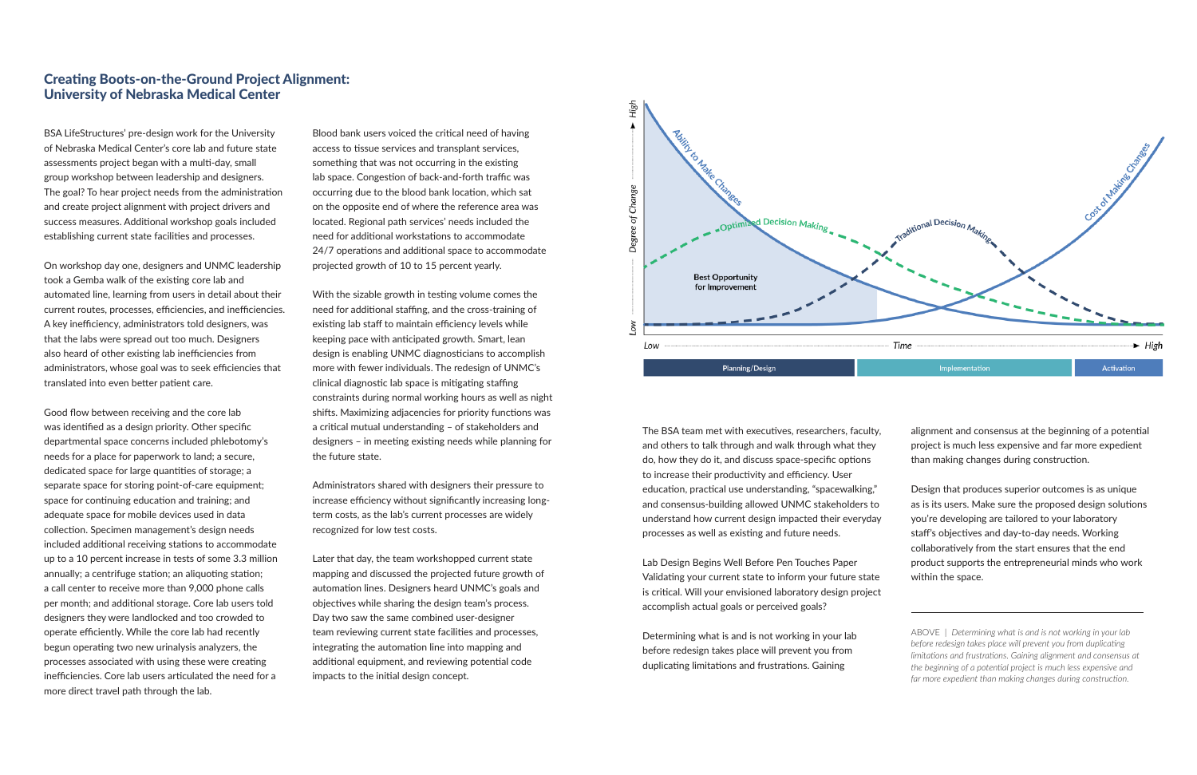## Creating Boots-on-the-Ground Project Alignment: University of Nebraska Medical Center

BSA LifeStructures' pre-design work for the University of Nebraska Medical Center's core lab and future state assessments project began with a multi-day, small group workshop between leadership and designers. The goal? To hear project needs from the administration and create project alignment with project drivers and success measures. Additional workshop goals included establishing current state facilities and processes.

On workshop day one, designers and UNMC leadership took a Gemba walk of the existing core lab and automated line, learning from users in detail about their current routes, processes, efficiencies, and inefficiencies. A key inefficiency, administrators told designers, was that the labs were spread out too much. Designers also heard of other existing lab inefficiencies from administrators, whose goal was to seek efficiencies that translated into even better patient care.

Good flow between receiving and the core lab was identified as a design priority. Other specific departmental space concerns included phlebotomy's needs for a place for paperwork to land; a secure, dedicated space for large quantities of storage; a separate space for storing point-of-care equipment; space for continuing education and training; and adequate space for mobile devices used in data collection. Specimen management's design needs included additional receiving stations to accommodate up to a 10 percent increase in tests of some 3.3 million annually; a centrifuge station; an aliquoting station; a call center to receive more than 9,000 phone calls per month; and additional storage. Core lab users told designers they were landlocked and too crowded to operate efficiently. While the core lab had recently begun operating two new urinalysis analyzers, the processes associated with using these were creating inefficiencies. Core lab users articulated the need for a more direct travel path through the lab.

Blood bank users voiced the critical need of having access to tissue services and transplant services, something that was not occurring in the existing lab space. Congestion of back-and-forth traffic was occurring due to the blood bank location, which sat on the opposite end of where the reference area was located. Regional path services' needs included the need for additional workstations to accommodate 24/7 operations and additional space to accommodate projected growth of 10 to 15 percent yearly.

With the sizable growth in testing volume comes the need for additional staffing, and the cross-training of existing lab staff to maintain efficiency levels while keeping pace with anticipated growth. Smart, lean design is enabling UNMC diagnosticians to accomplish more with fewer individuals. The redesign of UNMC's clinical diagnostic lab space is mitigating staffing constraints during normal working hours as well as night shifts. Maximizing adjacencies for priority functions was a critical mutual understanding – of stakeholders and designers – in meeting existing needs while planning for the future state.

Administrators shared with designers their pressure to increase efficiency without significantly increasing long-term costs, as the lab's current processes are widely recognized for low test costs.

Later that day, the team workshopped current state mapping and discussed the projected future growth of automation lines. Designers heard UNMC's goals and objectives while sharing the design team's process. Day two saw the same combined user-designer team reviewing current state facilities and processes, integrating the automation line into mapping and additional equipment, and reviewing potential code impacts to the initial design concept.

The BSA team met with executives, researchers, faculty, and others to talk through and walk through what they do, how they do it, and discuss space-specific options to increase their productivity and efficiency. User education, practical use understanding, "spacewalking," and consensus-building allowed UNMC stakeholders to understand how current design impacted their everyday processes as well as existing and future needs.

Lab Design Begins Well Before Pen Touches Paper
Validating your current state to inform your future state is critical. Will your envisioned laboratory design project accomplish actual goals or perceived goals?

Determining what is and is not working in your lab before redesign takes place will prevent you from duplicating limitations and frustrations. Gaining alignment and consensus at the beginning of a potential project is much less expensive and far more expedient than making changes during construction.

Design that produces superior outcomes is as unique as is its users. Make sure the proposed design solutions you're developing are tailored to your laboratory staff's objectives and day-to-day needs. Working collaboratively from the start ensures that the end product supports the entrepreneurial minds who work within the space.

ABOVE | *Determining what is and is not working in your lab before redesign takes place will prevent you from duplicating limitations and frustrations. Gaining alignment and consensus at the beginning of a potential project is much less expensive and far more expedient than making changes during construction.*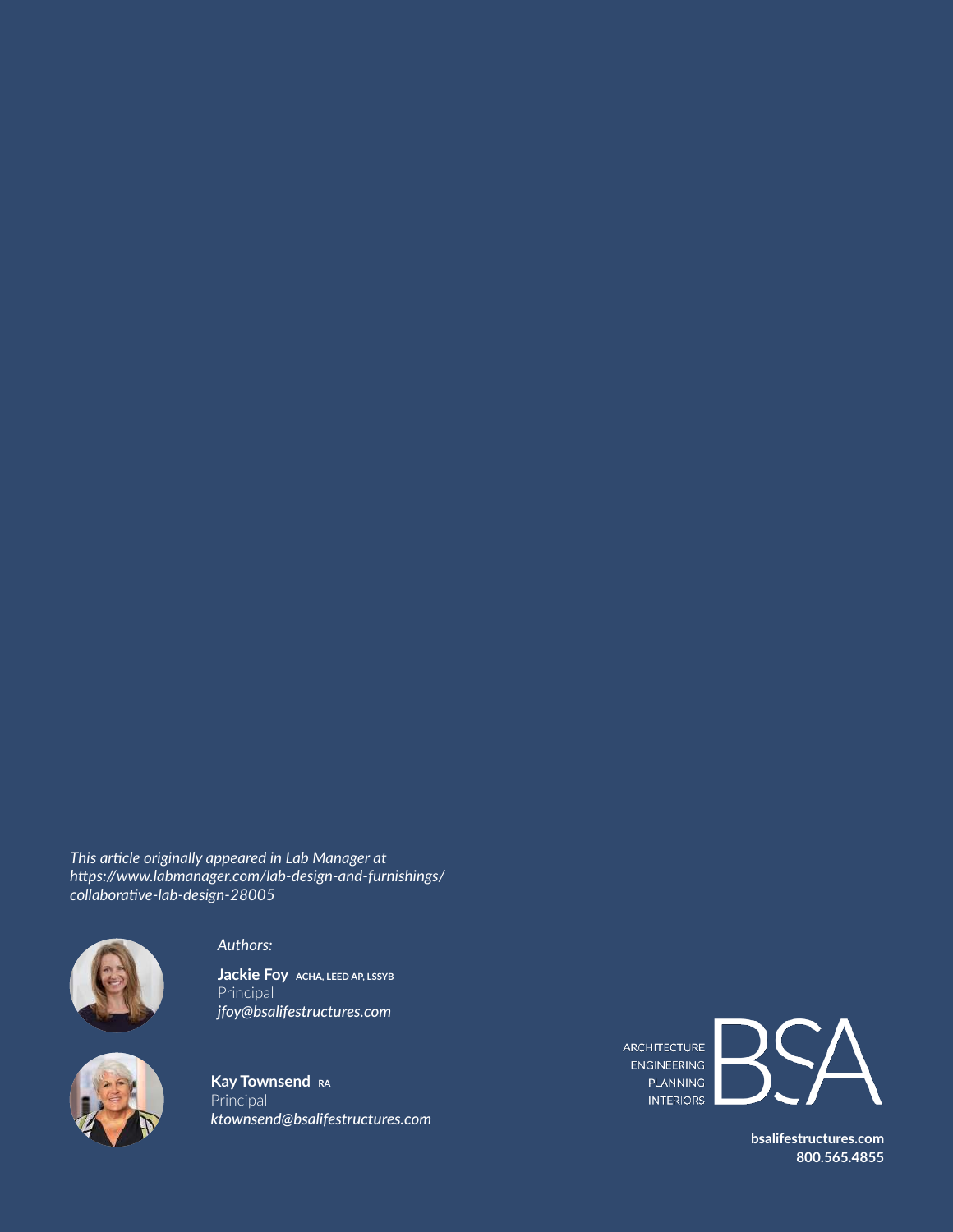*This article originally appeared in Lab Manager at https://www.labmanager.com/lab-design-and-furnishings/collaborative-lab-design-28005*

*Authors:*

**Jackie Foy** ACHA, LEED AP, LSSYB
Principal
*jfoy@bsalifestructures.com*

**Kay Townsend** RA
Principal
*ktownsend@bsalifestructures.com*

ARCHITECTURE
ENGINEERING
PLANNING
INTERIORS

BSA

**bsalifestructures.com**
**800.565.4855**